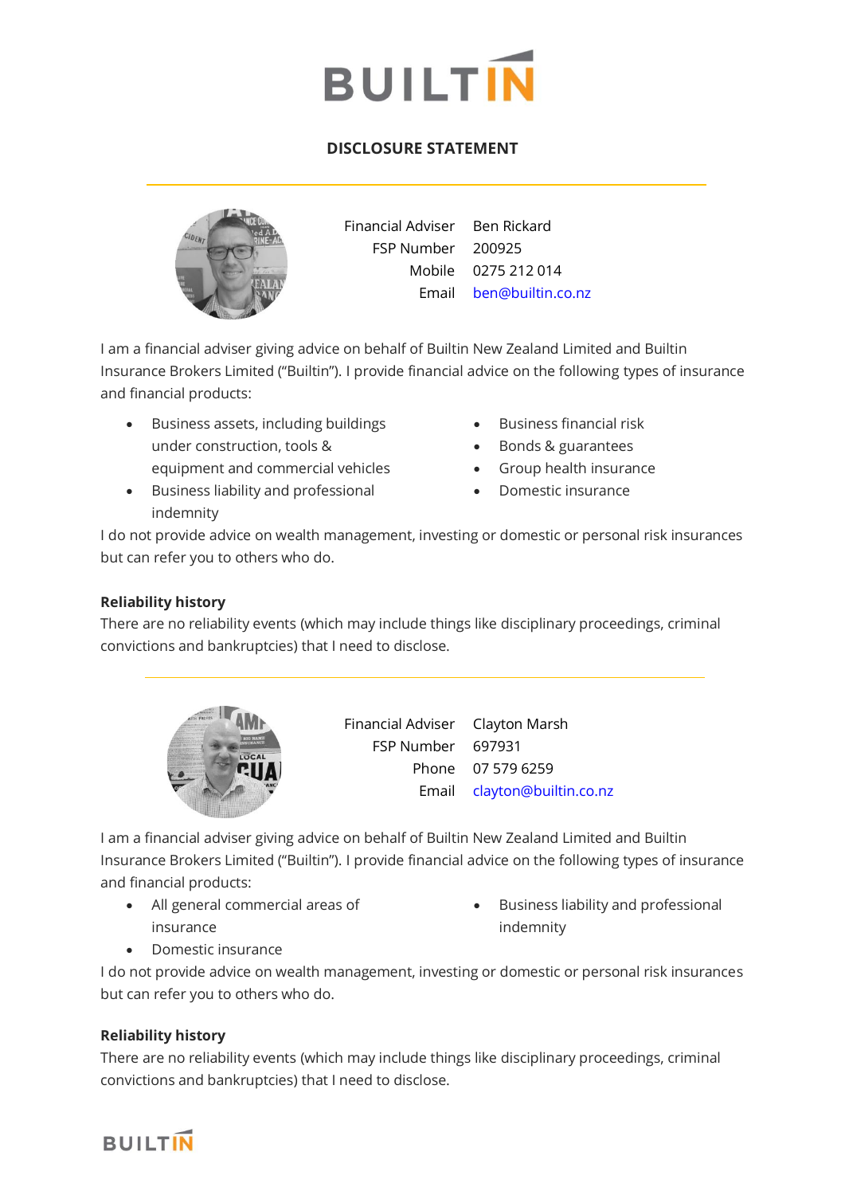# BUILTIN

## DISCLOSURE STATEMENT

| | |
|---|---|
| Financial Adviser | Ben Rickard |
| FSP Number | 200925 |
| Mobile | 0275 212 014 |
| Email | ben@builtin.co.nz |

I am a financial adviser giving advice on behalf of Builtin New Zealand Limited and Builtin Insurance Brokers Limited ("Builtin"). I provide financial advice on the following types of insurance and financial products:

- Business assets, including buildings under construction, tools & equipment and commercial vehicles
- Business liability and professional indemnity
- Business financial risk
- Bonds & guarantees
- Group health insurance
- Domestic insurance

I do not provide advice on wealth management, investing or domestic or personal risk insurances but can refer you to others who do.

**Reliability history**

There are no reliability events (which may include things like disciplinary proceedings, criminal convictions and bankruptcies) that I need to disclose.

| | |
|---|---|
| Financial Adviser | Clayton Marsh |
| FSP Number | 697931 |
| Phone | 07 579 6259 |
| Email | clayton@builtin.co.nz |

I am a financial adviser giving advice on behalf of Builtin New Zealand Limited and Builtin Insurance Brokers Limited ("Builtin"). I provide financial advice on the following types of insurance and financial products:

- All general commercial areas of insurance
- Domestic insurance
- Business liability and professional indemnity

I do not provide advice on wealth management, investing or domestic or personal risk insurances but can refer you to others who do.

**Reliability history**

There are no reliability events (which may include things like disciplinary proceedings, criminal convictions and bankruptcies) that I need to disclose.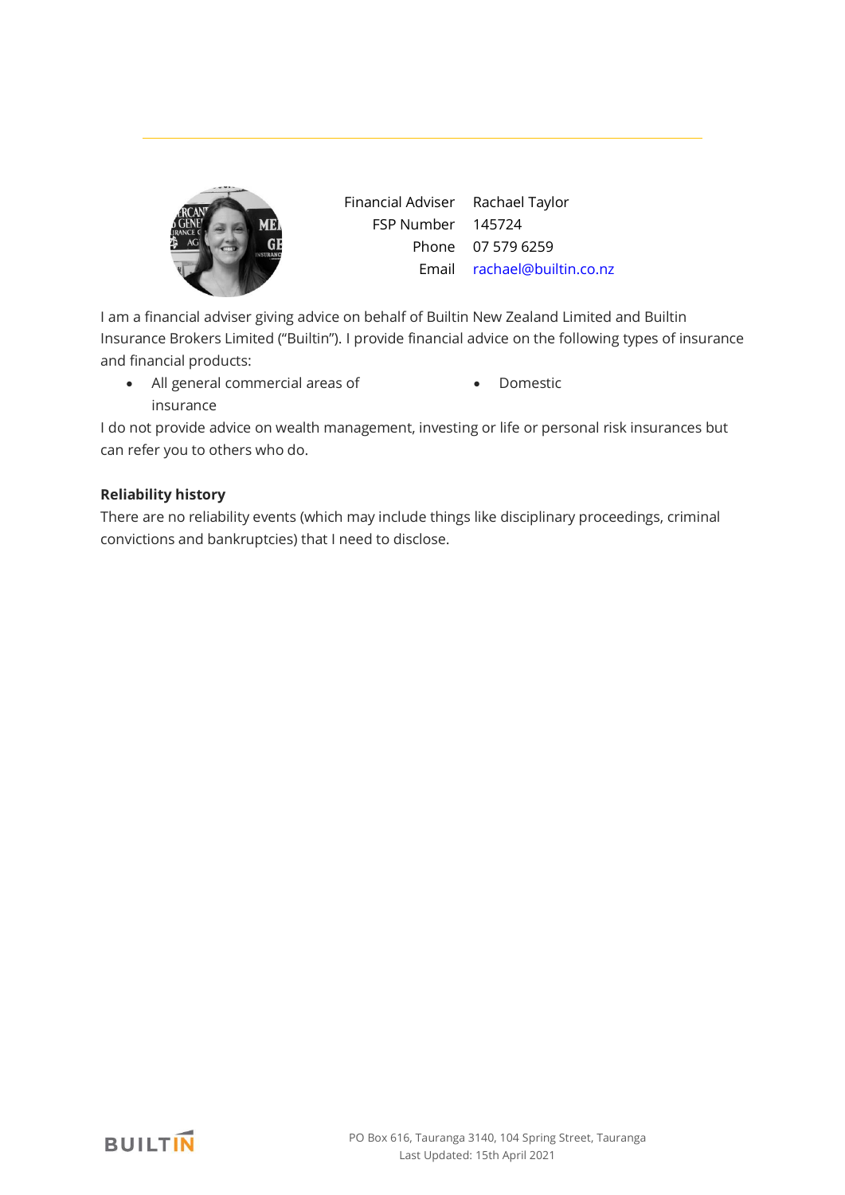| Financial Adviser | Rachael Taylor |
|---|---|
| FSP Number | 145724 |
| Phone | 07 579 6259 |
| Email | rachael@builtin.co.nz |

I am a financial adviser giving advice on behalf of Builtin New Zealand Limited and Builtin Insurance Brokers Limited ("Builtin"). I provide financial advice on the following types of insurance and financial products:

- All general commercial areas of insurance
- Domestic

I do not provide advice on wealth management, investing or life or personal risk insurances but can refer you to others who do.

**Reliability history**

There are no reliability events (which may include things like disciplinary proceedings, criminal convictions and bankruptcies) that I need to disclose.

PO Box 616, Tauranga 3140, 104 Spring Street, Tauranga
Last Updated: 15th April 2021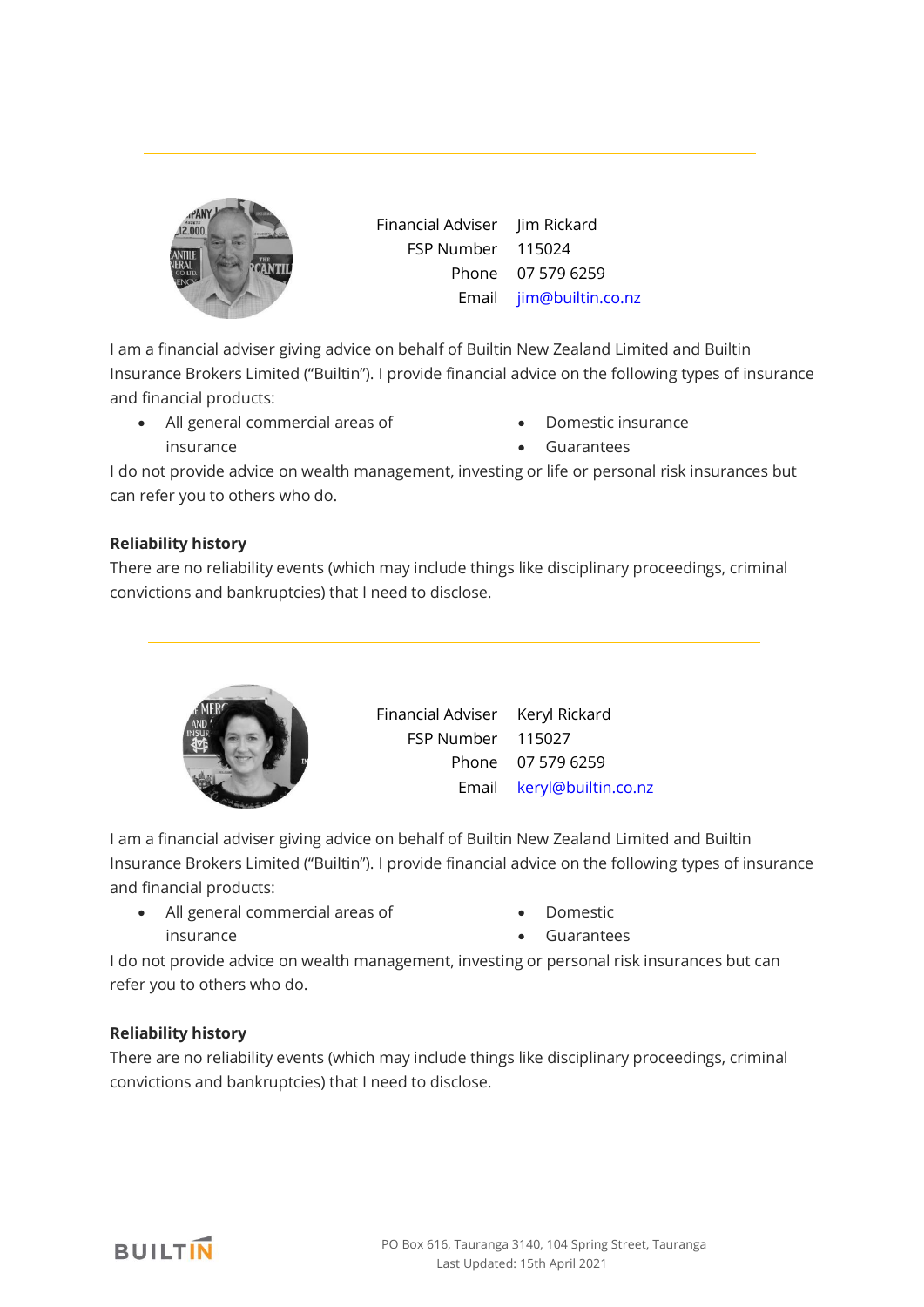| | |
|---|---|
| Financial Adviser | Jim Rickard |
| FSP Number | 115024 |
| Phone | 07 579 6259 |
| Email | jim@builtin.co.nz |

I am a financial adviser giving advice on behalf of Builtin New Zealand Limited and Builtin Insurance Brokers Limited ("Builtin"). I provide financial advice on the following types of insurance and financial products:

- All general commercial areas of insurance
- Domestic insurance
- Guarantees

I do not provide advice on wealth management, investing or life or personal risk insurances but can refer you to others who do.

**Reliability history**

There are no reliability events (which may include things like disciplinary proceedings, criminal convictions and bankruptcies) that I need to disclose.

---

| | |
|---|---|
| Financial Adviser | Keryl Rickard |
| FSP Number | 115027 |
| Phone | 07 579 6259 |
| Email | keryl@builtin.co.nz |

I am a financial adviser giving advice on behalf of Builtin New Zealand Limited and Builtin Insurance Brokers Limited ("Builtin"). I provide financial advice on the following types of insurance and financial products:

- All general commercial areas of insurance
- Domestic
- Guarantees

I do not provide advice on wealth management, investing or personal risk insurances but can refer you to others who do.

**Reliability history**

There are no reliability events (which may include things like disciplinary proceedings, criminal convictions and bankruptcies) that I need to disclose.

BUILTIN

PO Box 616, Tauranga 3140, 104 Spring Street, Tauranga
Last Updated: 15th April 2021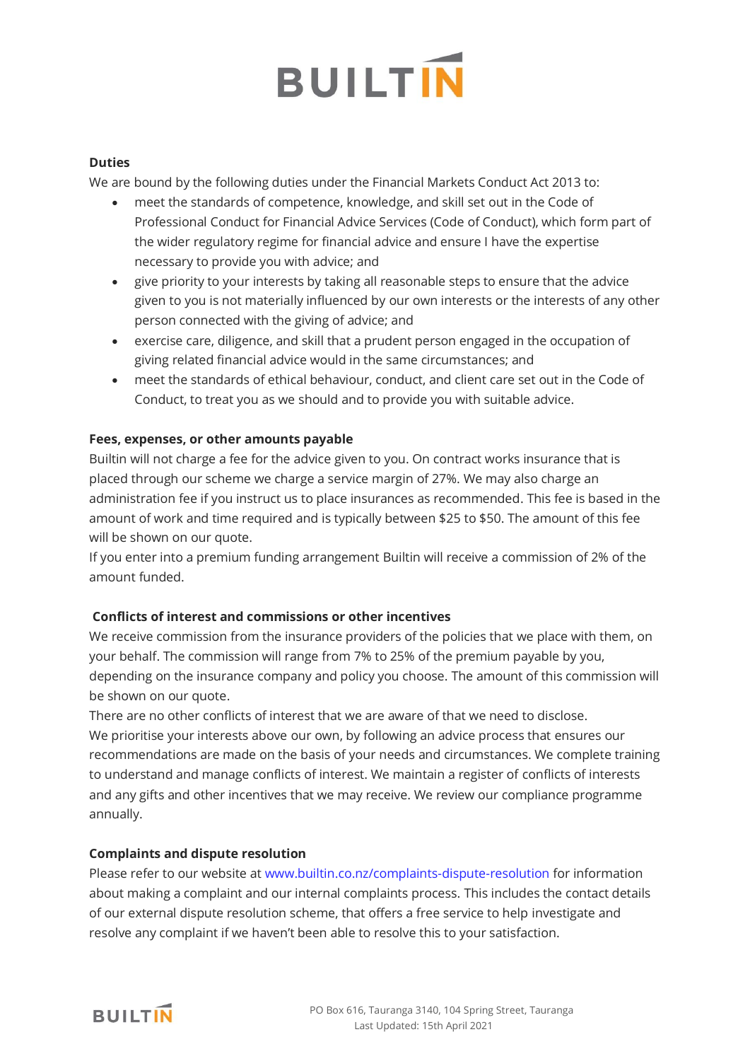**Duties**

We are bound by the following duties under the Financial Markets Conduct Act 2013 to:

- meet the standards of competence, knowledge, and skill set out in the Code of Professional Conduct for Financial Advice Services (Code of Conduct), which form part of the wider regulatory regime for financial advice and ensure I have the expertise necessary to provide you with advice; and
- give priority to your interests by taking all reasonable steps to ensure that the advice given to you is not materially influenced by our own interests or the interests of any other person connected with the giving of advice; and
- exercise care, diligence, and skill that a prudent person engaged in the occupation of giving related financial advice would in the same circumstances; and
- meet the standards of ethical behaviour, conduct, and client care set out in the Code of Conduct, to treat you as we should and to provide you with suitable advice.

**Fees, expenses, or other amounts payable**

Builtin will not charge a fee for the advice given to you. On contract works insurance that is placed through our scheme we charge a service margin of 27%. We may also charge an administration fee if you instruct us to place insurances as recommended. This fee is based in the amount of work and time required and is typically between $25 to $50. The amount of this fee will be shown on our quote.

If you enter into a premium funding arrangement Builtin will receive a commission of 2% of the amount funded.

**Conflicts of interest and commissions or other incentives**

We receive commission from the insurance providers of the policies that we place with them, on your behalf. The commission will range from 7% to 25% of the premium payable by you, depending on the insurance company and policy you choose. The amount of this commission will be shown on our quote.

There are no other conflicts of interest that we are aware of that we need to disclose.

We prioritise your interests above our own, by following an advice process that ensures our recommendations are made on the basis of your needs and circumstances. We complete training to understand and manage conflicts of interest. We maintain a register of conflicts of interests and any gifts and other incentives that we may receive. We review our compliance programme annually.

**Complaints and dispute resolution**

Please refer to our website at www.builtin.co.nz/complaints-dispute-resolution for information about making a complaint and our internal complaints process. This includes the contact details of our external dispute resolution scheme, that offers a free service to help investigate and resolve any complaint if we haven't been able to resolve this to your satisfaction.

PO Box 616, Tauranga 3140, 104 Spring Street, Tauranga
Last Updated: 15th April 2021